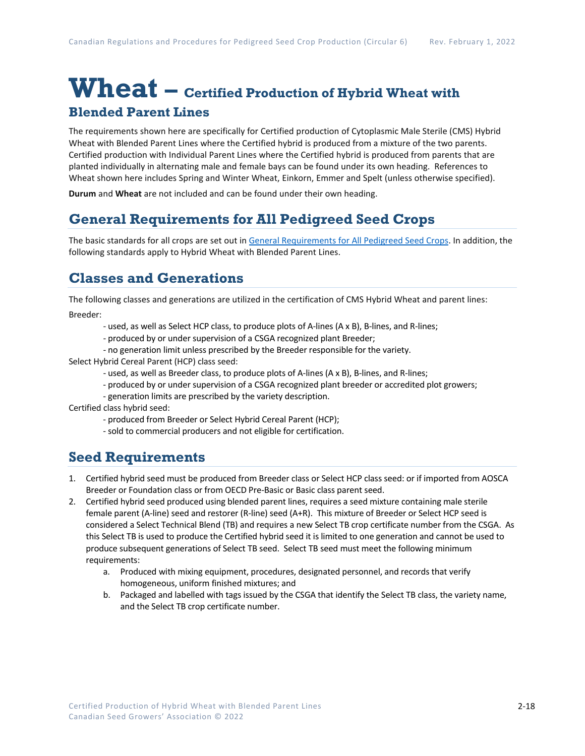# Wheat – Certified Production of Hybrid Wheat with Blended Parent Lines

The requirements shown here are specifically for Certified production of Cytoplasmic Male Sterile (CMS) Hybrid Wheat with Blended Parent Lines where the Certified hybrid is produced from a mixture of the two parents. Certified production with Individual Parent Lines where the Certified hybrid is produced from parents that are planted individually in alternating male and female bays can be found under its own heading. References to Wheat shown here includes Spring and Winter Wheat, Einkorn, Emmer and Spelt (unless otherwise specified).

**Durum** and **Wheat** are not included and can be found under their own heading.

## General Requirements for All Pedigreed Seed Crops

The basic standards for all crops are set out in [General Requirements for All Pedigreed Seed Crops](). In addition, the following standards apply to Hybrid Wheat with Blended Parent Lines.

## Classes and Generations

The following classes and generations are utilized in the certification of CMS Hybrid Wheat and parent lines:

Breeder:

- used, as well as Select HCP class, to produce plots of A-lines (A x B), B-lines, and R-lines;
- produced by or under supervision of a CSGA recognized plant Breeder;
- no generation limit unless prescribed by the Breeder responsible for the variety.

Select Hybrid Cereal Parent (HCP) class seed:

- used, as well as Breeder class, to produce plots of A-lines (A x B), B-lines, and R-lines;
- produced by or under supervision of a CSGA recognized plant breeder or accredited plot growers;
- generation limits are prescribed by the variety description.

Certified class hybrid seed:

- produced from Breeder or Select Hybrid Cereal Parent (HCP);
- sold to commercial producers and not eligible for certification.

## Seed Requirements

1. Certified hybrid seed must be produced from Breeder class or Select HCP class seed: or if imported from AOSCA Breeder or Foundation class or from OECD Pre-Basic or Basic class parent seed.
2. Certified hybrid seed produced using blended parent lines, requires a seed mixture containing male sterile female parent (A-line) seed and restorer (R-line) seed (A+R). This mixture of Breeder or Select HCP seed is considered a Select Technical Blend (TB) and requires a new Select TB crop certificate number from the CSGA. As this Select TB is used to produce the Certified hybrid seed it is limited to one generation and cannot be used to produce subsequent generations of Select TB seed. Select TB seed must meet the following minimum requirements:
    a. Produced with mixing equipment, procedures, designated personnel, and records that verify homogeneous, uniform finished mixtures; and
    b. Packaged and labelled with tags issued by the CSGA that identify the Select TB class, the variety name, and the Select TB crop certificate number.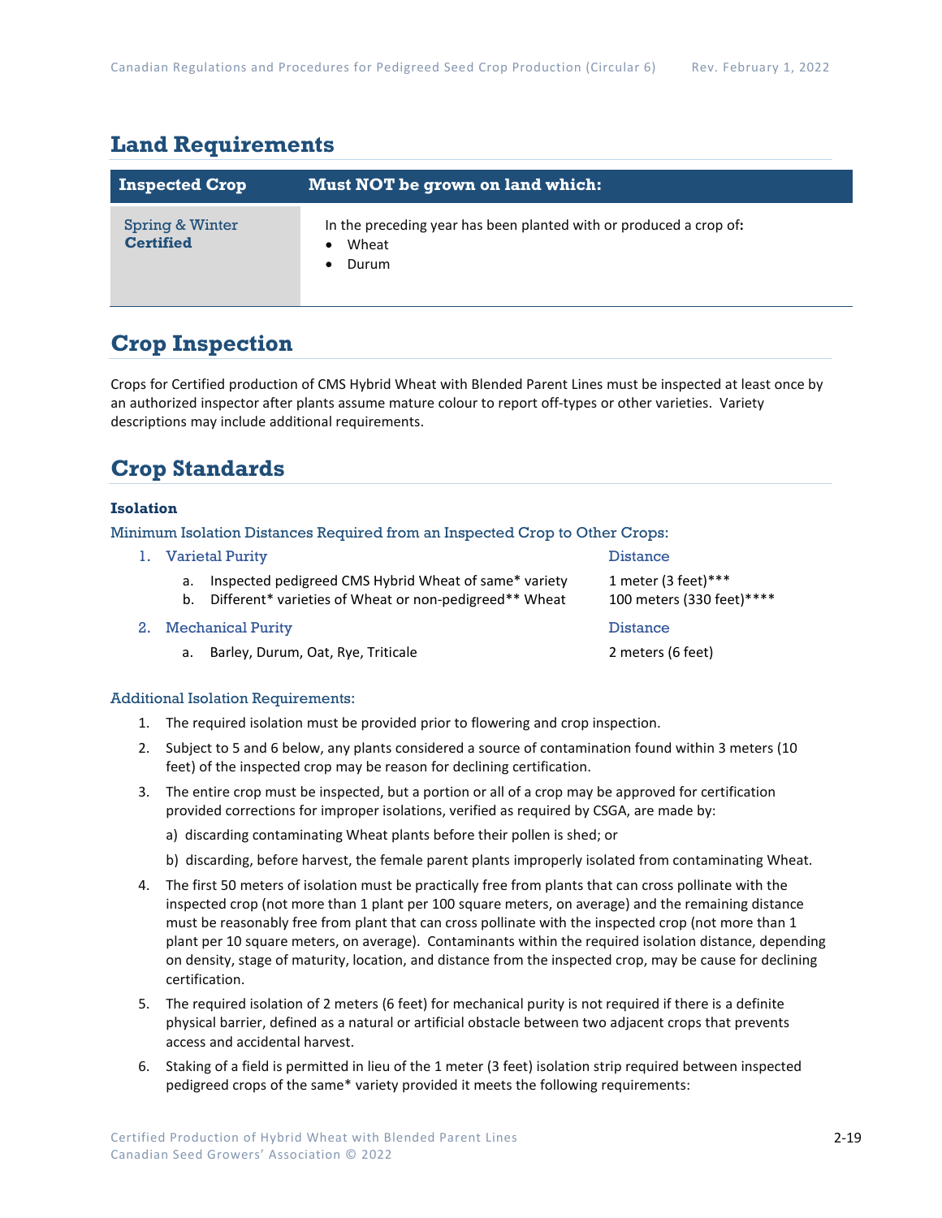## Land Requirements

| Inspected Crop | Must NOT be grown on land which: |
| --- | --- |
| **Spring & Winter Certified** | In the preceding year has been planted with or produced a crop of:<br>• Wheat<br>• Durum |

## Crop Inspection

Crops for Certified production of CMS Hybrid Wheat with Blended Parent Lines must be inspected at least once by an authorized inspector after plants assume mature colour to report off-types or other varieties. Variety descriptions may include additional requirements.

## Crop Standards

### Isolation

Minimum Isolation Distances Required from an Inspected Crop to Other Crops:

| | Distance |
| --- | --- |
| **1. Varietal Purity** | **Distance** |
| a. Inspected pedigreed CMS Hybrid Wheat of same* variety | 1 meter (3 feet)*** |
| b. Different* varieties of Wheat or non-pedigreed** Wheat | 100 meters (330 feet)**** |
| **2. Mechanical Purity** | **Distance** |
| a. Barley, Durum, Oat, Rye, Triticale | 2 meters (6 feet) |

Additional Isolation Requirements:

1. The required isolation must be provided prior to flowering and crop inspection.
2. Subject to 5 and 6 below, any plants considered a source of contamination found within 3 meters (10 feet) of the inspected crop may be reason for declining certification.
3. The entire crop must be inspected, but a portion or all of a crop may be approved for certification provided corrections for improper isolations, verified as required by CSGA, are made by:

   a) discarding contaminating Wheat plants before their pollen is shed; or

   b) discarding, before harvest, the female parent plants improperly isolated from contaminating Wheat.
4. The first 50 meters of isolation must be practically free from plants that can cross pollinate with the inspected crop (not more than 1 plant per 100 square meters, on average) and the remaining distance must be reasonably free from plant that can cross pollinate with the inspected crop (not more than 1 plant per 10 square meters, on average). Contaminants within the required isolation distance, depending on density, stage of maturity, location, and distance from the inspected crop, may be cause for declining certification.
5. The required isolation of 2 meters (6 feet) for mechanical purity is not required if there is a definite physical barrier, defined as a natural or artificial obstacle between two adjacent crops that prevents access and accidental harvest.
6. Staking of a field is permitted in lieu of the 1 meter (3 feet) isolation strip required between inspected pedigreed crops of the same* variety provided it meets the following requirements: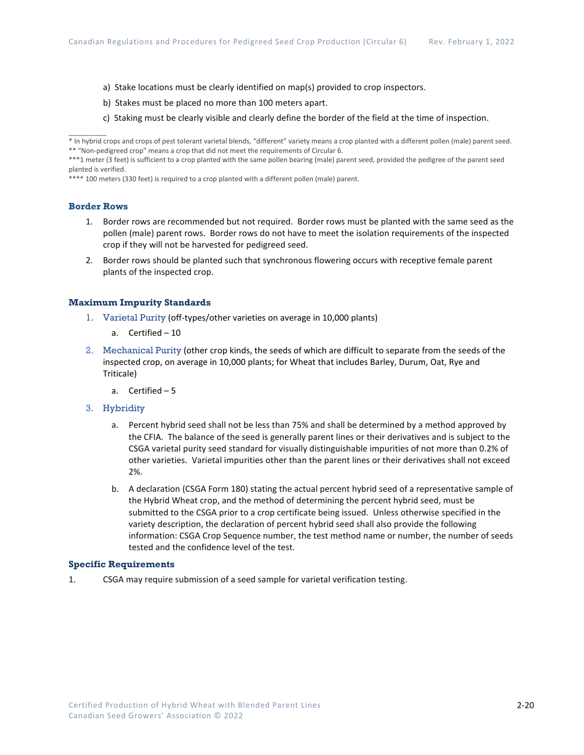a) Stake locations must be clearly identified on map(s) provided to crop inspectors.

b) Stakes must be placed no more than 100 meters apart.

c) Staking must be clearly visible and clearly define the border of the field at the time of inspection.

---

\* In hybrid crops and crops of pest tolerant varietal blends, "different" variety means a crop planted with a different pollen (male) parent seed.
\*\* "Non-pedigreed crop" means a crop that did not meet the requirements of Circular 6.
\*\*\*1 meter (3 feet) is sufficient to a crop planted with the same pollen bearing (male) parent seed, provided the pedigree of the parent seed planted is verified.
\*\*\*\* 100 meters (330 feet) is required to a crop planted with a different pollen (male) parent.

### Border Rows

1. Border rows are recommended but not required. Border rows must be planted with the same seed as the pollen (male) parent rows. Border rows do not have to meet the isolation requirements of the inspected crop if they will not be harvested for pedigreed seed.
2. Border rows should be planted such that synchronous flowering occurs with receptive female parent plants of the inspected crop.

### Maximum Impurity Standards

1. Varietal Purity (off-types/other varieties on average in 10,000 plants)
   a. Certified – 10
2. Mechanical Purity (other crop kinds, the seeds of which are difficult to separate from the seeds of the inspected crop, on average in 10,000 plants; for Wheat that includes Barley, Durum, Oat, Rye and Triticale)
   a. Certified – 5
3. Hybridity
   a. Percent hybrid seed shall not be less than 75% and shall be determined by a method approved by the CFIA. The balance of the seed is generally parent lines or their derivatives and is subject to the CSGA varietal purity seed standard for visually distinguishable impurities of not more than 0.2% of other varieties. Varietal impurities other than the parent lines or their derivatives shall not exceed 2%.
   b. A declaration (CSGA Form 180) stating the actual percent hybrid seed of a representative sample of the Hybrid Wheat crop, and the method of determining the percent hybrid seed, must be submitted to the CSGA prior to a crop certificate being issued. Unless otherwise specified in the variety description, the declaration of percent hybrid seed shall also provide the following information: CSGA Crop Sequence number, the test method name or number, the number of seeds tested and the confidence level of the test.

### Specific Requirements

1. CSGA may require submission of a seed sample for varietal verification testing.